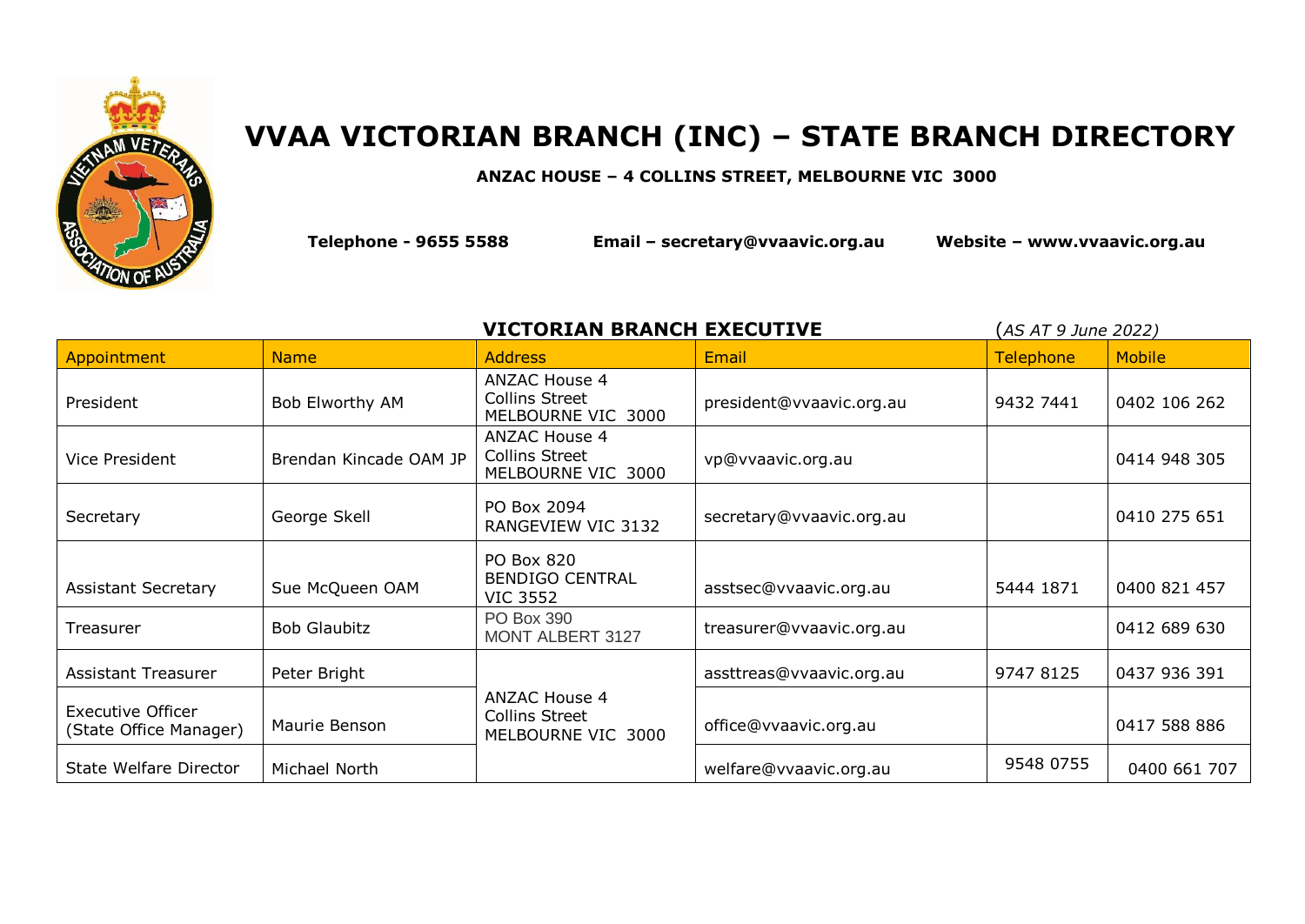# VVAA VICTORIAN BRANCH (INC) – STATE BRANCH DIRECTORY

**ANZAC HOUSE – 4 COLLINS STREET, MELBOURNE VIC 3000**

**Telephone - 9655 5588** **Email – secretary@vvaavic.org.au** **Website – www.vvaavic.org.au**

## VICTORIAN BRANCH EXECUTIVE

(*AS AT 9 June 2022)*

| Appointment | Name | Address | Email | Telephone | Mobile |
|---|---|---|---|---|---|
| President | Bob Elworthy AM | ANZAC House 4 Collins Street MELBOURNE VIC 3000 | president@vvaavic.org.au | 9432 7441 | 0402 106 262 |
| Vice President | Brendan Kincade OAM JP | ANZAC House 4 Collins Street MELBOURNE VIC 3000 | vp@vvaavic.org.au | | 0414 948 305 |
| Secretary | George Skell | PO Box 2094 RANGEVIEW VIC 3132 | secretary@vvaavic.org.au | | 0410 275 651 |
| Assistant Secretary | Sue McQueen OAM | PO Box 820 BENDIGO CENTRAL VIC 3552 | asstsec@vvaavic.org.au | 5444 1871 | 0400 821 457 |
| Treasurer | Bob Glaubitz | PO Box 390 MONT ALBERT 3127 | treasurer@vvaavic.org.au | | 0412 689 630 |
| Assistant Treasurer | Peter Bright | ANZAC House 4 Collins Street MELBOURNE VIC 3000 | assttreas@vvaavic.org.au | 9747 8125 | 0437 936 391 |
| Executive Officer (State Office Manager) | Maurie Benson | | office@vvaavic.org.au | | 0417 588 886 |
| State Welfare Director | Michael North | | welfare@vvaavic.org.au | 9548 0755 | 0400 661 707 |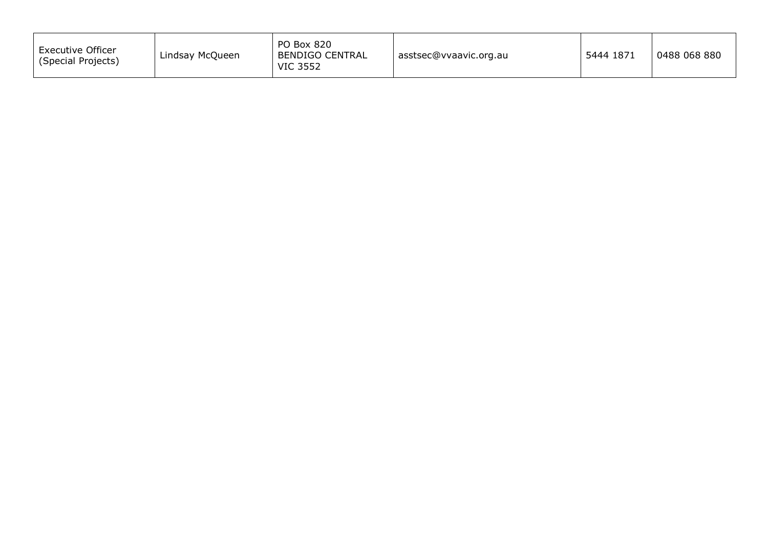| Executive Officer (Special Projects) | Lindsay McQueen | PO Box 820 BENDIGO CENTRAL VIC 3552 | asstsec@vvaavic.org.au | 5444 1871 | 0488 068 880 |
|---|---|---|---|---|---|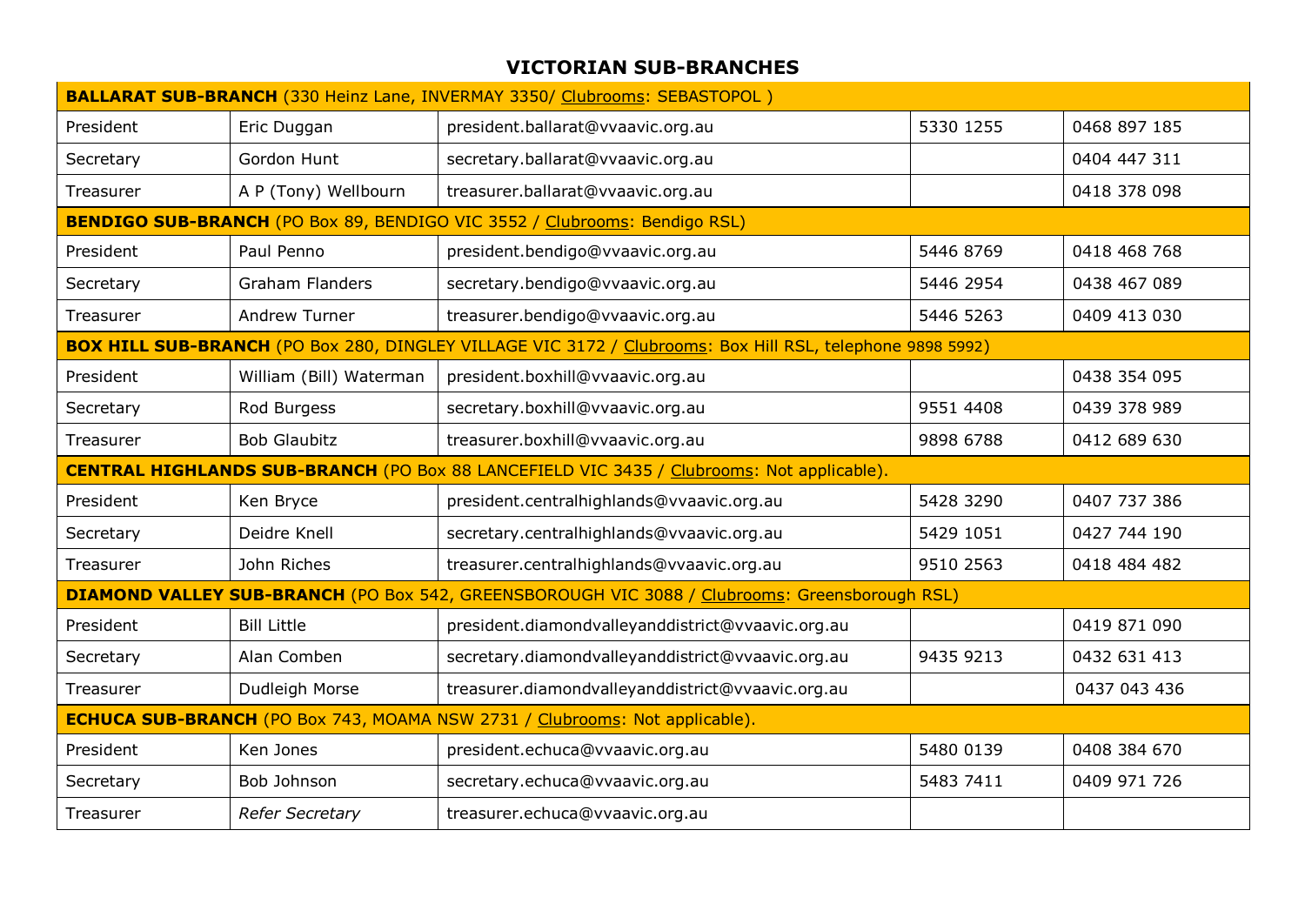# VICTORIAN SUB-BRANCHES

| **BALLARAT SUB-BRANCH** (330 Heinz Lane, INVERMAY 3350/ Clubrooms: SEBASTOPOL ) | | | | |
|---|---|---|---|---|
| President | Eric Duggan | president.ballarat@vvaavic.org.au | 5330 1255 | 0468 897 185 |
| Secretary | Gordon Hunt | secretary.ballarat@vvaavic.org.au | | 0404 447 311 |
| Treasurer | A P (Tony) Wellbourn | treasurer.ballarat@vvaavic.org.au | | 0418 378 098 |
| **BENDIGO SUB-BRANCH** (PO Box 89, BENDIGO VIC 3552 / Clubrooms: Bendigo RSL) | | | | |
| President | Paul Penno | president.bendigo@vvaavic.org.au | 5446 8769 | 0418 468 768 |
| Secretary | Graham Flanders | secretary.bendigo@vvaavic.org.au | 5446 2954 | 0438 467 089 |
| Treasurer | Andrew Turner | treasurer.bendigo@vvaavic.org.au | 5446 5263 | 0409 413 030 |
| **BOX HILL SUB-BRANCH** (PO Box 280, DINGLEY VILLAGE VIC 3172 / Clubrooms: Box Hill RSL, telephone 9898 5992) | | | | |
| President | William (Bill) Waterman | president.boxhill@vvaavic.org.au | | 0438 354 095 |
| Secretary | Rod Burgess | secretary.boxhill@vvaavic.org.au | 9551 4408 | 0439 378 989 |
| Treasurer | Bob Glaubitz | treasurer.boxhill@vvaavic.org.au | 9898 6788 | 0412 689 630 |
| **CENTRAL HIGHLANDS SUB-BRANCH** (PO Box 88 LANCEFIELD VIC 3435 / Clubrooms: Not applicable). | | | | |
| President | Ken Bryce | president.centralhighlands@vvaavic.org.au | 5428 3290 | 0407 737 386 |
| Secretary | Deidre Knell | secretary.centralhighlands@vvaavic.org.au | 5429 1051 | 0427 744 190 |
| Treasurer | John Riches | treasurer.centralhighlands@vvaavic.org.au | 9510 2563 | 0418 484 482 |
| **DIAMOND VALLEY SUB-BRANCH** (PO Box 542, GREENSBOROUGH VIC 3088 / Clubrooms: Greensborough RSL) | | | | |
| President | Bill Little | president.diamondvalleyanddistrict@vvaavic.org.au | | 0419 871 090 |
| Secretary | Alan Comben | secretary.diamondvalleyanddistrict@vvaavic.org.au | 9435 9213 | 0432 631 413 |
| Treasurer | Dudleigh Morse | treasurer.diamondvalleyanddistrict@vvaavic.org.au | | 0437 043 436 |
| **ECHUCA SUB-BRANCH** (PO Box 743, MOAMA NSW 2731 / Clubrooms: Not applicable). | | | | |
| President | Ken Jones | president.echuca@vvaavic.org.au | 5480 0139 | 0408 384 670 |
| Secretary | Bob Johnson | secretary.echuca@vvaavic.org.au | 5483 7411 | 0409 971 726 |
| Treasurer | *Refer Secretary* | treasurer.echuca@vvaavic.org.au | | |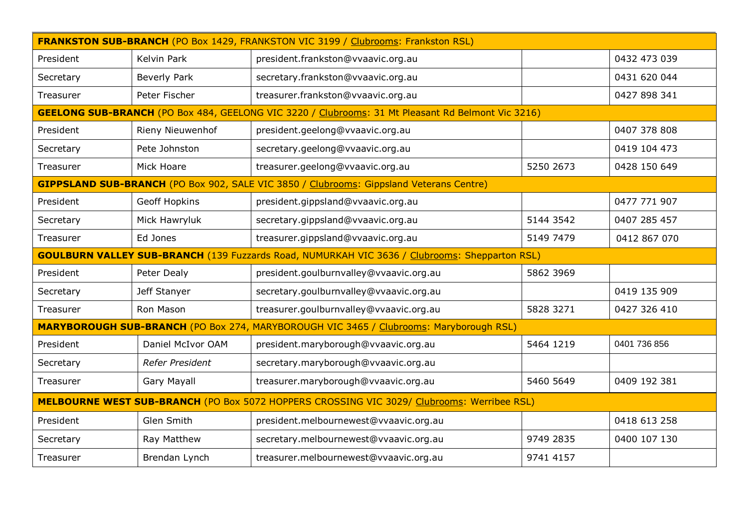| **FRANKSTON SUB-BRANCH** (PO Box 1429, FRANKSTON VIC 3199 / Clubrooms: Frankston RSL) | | | | |
|---|---|---|---|---|
| President | Kelvin Park | president.frankston@vvaavic.org.au | | 0432 473 039 |
| Secretary | Beverly Park | secretary.frankston@vvaavic.org.au | | 0431 620 044 |
| Treasurer | Peter Fischer | treasurer.frankston@vvaavic.org.au | | 0427 898 341 |
| **GEELONG SUB-BRANCH** (PO Box 484, GEELONG VIC 3220 / Clubrooms: 31 Mt Pleasant Rd Belmont Vic 3216) | | | | |
| President | Rieny Nieuwenhof | president.geelong@vvaavic.org.au | | 0407 378 808 |
| Secretary | Pete Johnston | secretary.geelong@vvaavic.org.au | | 0419 104 473 |
| Treasurer | Mick Hoare | treasurer.geelong@vvaavic.org.au | 5250 2673 | 0428 150 649 |
| **GIPPSLAND SUB-BRANCH** (PO Box 902, SALE VIC 3850 / Clubrooms: Gippsland Veterans Centre) | | | | |
| President | Geoff Hopkins | president.gippsland@vvaavic.org.au | | 0477 771 907 |
| Secretary | Mick Hawryluk | secretary.gippsland@vvaavic.org.au | 5144 3542 | 0407 285 457 |
| Treasurer | Ed Jones | treasurer.gippsland@vvaavic.org.au | 5149 7479 | 0412 867 070 |
| **GOULBURN VALLEY SUB-BRANCH** (139 Fuzzards Road, NUMURKAH VIC 3636 / Clubrooms: Shepparton RSL) | | | | |
| President | Peter Dealy | president.goulburnvalley@vvaavic.org.au | 5862 3969 | |
| Secretary | Jeff Stanyer | secretary.goulburnvalley@vvaavic.org.au | | 0419 135 909 |
| Treasurer | Ron Mason | treasurer.goulburnvalley@vvaavic.org.au | 5828 3271 | 0427 326 410 |
| **MARYBOROUGH SUB-BRANCH** (PO Box 274, MARYBOROUGH VIC 3465 / Clubrooms: Maryborough RSL) | | | | |
| President | Daniel McIvor OAM | president.maryborough@vvaavic.org.au | 5464 1219 | 0401 736 856 |
| Secretary | *Refer President* | secretary.maryborough@vvaavic.org.au | | |
| Treasurer | Gary Mayall | treasurer.maryborough@vvaavic.org.au | 5460 5649 | 0409 192 381 |
| **MELBOURNE WEST SUB-BRANCH** (PO Box 5072 HOPPERS CROSSING VIC 3029/ Clubrooms: Werribee RSL) | | | | |
| President | Glen Smith | president.melbournewest@vvaavic.org.au | | 0418 613 258 |
| Secretary | Ray Matthew | secretary.melbournewest@vvaavic.org.au | 9749 2835 | 0400 107 130 |
| Treasurer | Brendan Lynch | treasurer.melbournewest@vvaavic.org.au | 9741 4157 | |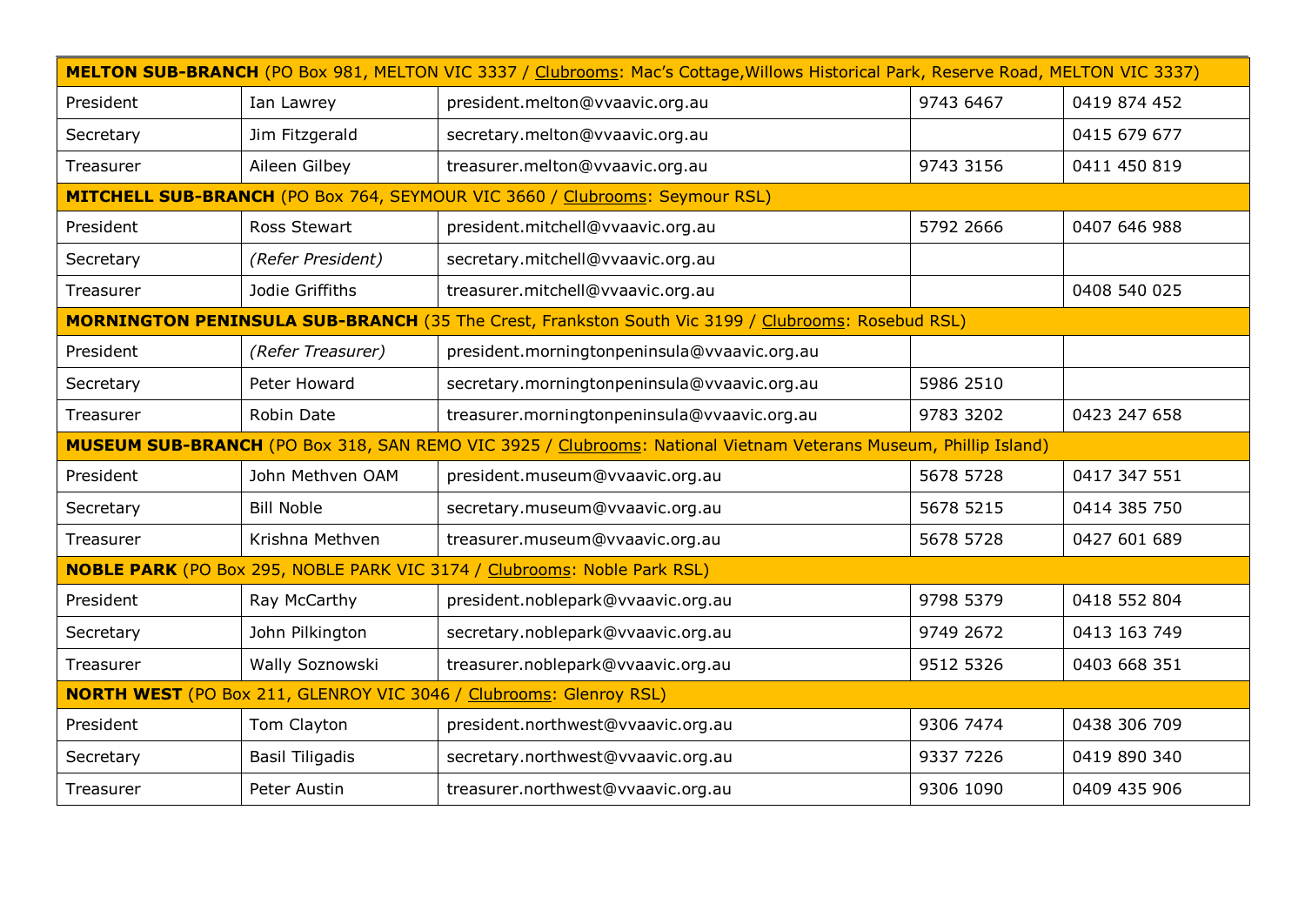| **MELTON SUB-BRANCH** (PO Box 981, MELTON VIC 3337 / Clubrooms: Mac's Cottage,Willows Historical Park, Reserve Road, MELTON VIC 3337) | | | | |
|---|---|---|---|---|
| President | Ian Lawrey | president.melton@vvaavic.org.au | 9743 6467 | 0419 874 452 |
| Secretary | Jim Fitzgerald | secretary.melton@vvaavic.org.au | | 0415 679 677 |
| Treasurer | Aileen Gilbey | treasurer.melton@vvaavic.org.au | 9743 3156 | 0411 450 819 |
| **MITCHELL SUB-BRANCH** (PO Box 764, SEYMOUR VIC 3660 / Clubrooms: Seymour RSL) | | | | |
| President | Ross Stewart | president.mitchell@vvaavic.org.au | 5792 2666 | 0407 646 988 |
| Secretary | *(Refer President)* | secretary.mitchell@vvaavic.org.au | | |
| Treasurer | Jodie Griffiths | treasurer.mitchell@vvaavic.org.au | | 0408 540 025 |
| **MORNINGTON PENINSULA SUB-BRANCH** (35 The Crest, Frankston South Vic 3199 / Clubrooms: Rosebud RSL) | | | | |
| President | *(Refer Treasurer)* | president.morningtonpeninsula@vvaavic.org.au | | |
| Secretary | Peter Howard | secretary.morningtonpeninsula@vvaavic.org.au | 5986 2510 | |
| Treasurer | Robin Date | treasurer.morningtonpeninsula@vvaavic.org.au | 9783 3202 | 0423 247 658 |
| **MUSEUM SUB-BRANCH** (PO Box 318, SAN REMO VIC 3925 / Clubrooms: National Vietnam Veterans Museum, Phillip Island) | | | | |
| President | John Methven OAM | president.museum@vvaavic.org.au | 5678 5728 | 0417 347 551 |
| Secretary | Bill Noble | secretary.museum@vvaavic.org.au | 5678 5215 | 0414 385 750 |
| Treasurer | Krishna Methven | treasurer.museum@vvaavic.org.au | 5678 5728 | 0427 601 689 |
| **NOBLE PARK** (PO Box 295, NOBLE PARK VIC 3174 / Clubrooms: Noble Park RSL) | | | | |
| President | Ray McCarthy | president.noblepark@vvaavic.org.au | 9798 5379 | 0418 552 804 |
| Secretary | John Pilkington | secretary.noblepark@vvaavic.org.au | 9749 2672 | 0413 163 749 |
| Treasurer | Wally Soznowski | treasurer.noblepark@vvaavic.org.au | 9512 5326 | 0403 668 351 |
| **NORTH WEST** (PO Box 211, GLENROY VIC 3046 / Clubrooms: Glenroy RSL) | | | | |
| President | Tom Clayton | president.northwest@vvaavic.org.au | 9306 7474 | 0438 306 709 |
| Secretary | Basil Tiligadis | secretary.northwest@vvaavic.org.au | 9337 7226 | 0419 890 340 |
| Treasurer | Peter Austin | treasurer.northwest@vvaavic.org.au | 9306 1090 | 0409 435 906 |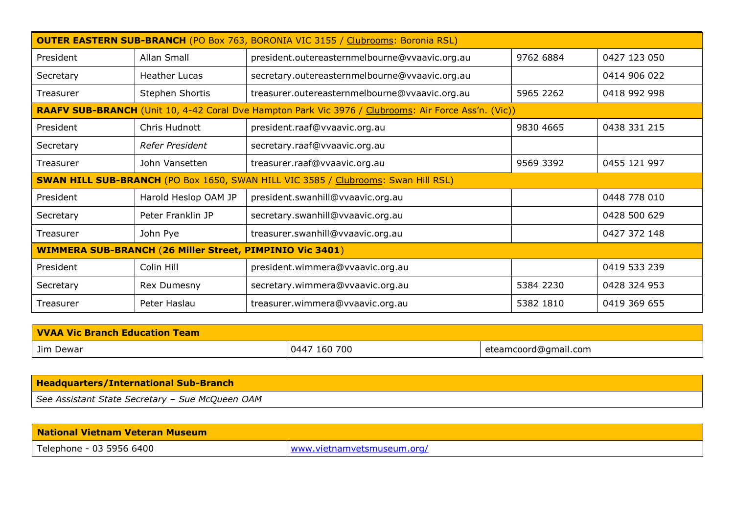| **OUTER EASTERN SUB-BRANCH** (PO Box 763, BORONIA VIC 3155 / Clubrooms: Boronia RSL) | | | | |
|---|---|---|---|---|
| President | Allan Small | president.outereasternmelbourne@vvaavic.org.au | 9762 6884 | 0427 123 050 |
| Secretary | Heather Lucas | secretary.outereasternmelbourne@vvaavic.org.au | | 0414 906 022 |
| Treasurer | Stephen Shortis | treasurer.outereasternmelbourne@vvaavic.org.au | 5965 2262 | 0418 992 998 |
| **RAAFV SUB-BRANCH** (Unit 10, 4-42 Coral Dve Hampton Park Vic 3976 / Clubrooms: Air Force Ass'n. (Vic)) | | | | |
| President | Chris Hudnott | president.raaf@vvaavic.org.au | 9830 4665 | 0438 331 215 |
| Secretary | *Refer President* | secretary.raaf@vvaavic.org.au | | |
| Treasurer | John Vansetten | treasurer.raaf@vvaavic.org.au | 9569 3392 | 0455 121 997 |
| **SWAN HILL SUB-BRANCH** (PO Box 1650, SWAN HILL VIC 3585 / Clubrooms: Swan Hill RSL) | | | | |
| President | Harold Heslop OAM JP | president.swanhill@vvaavic.org.au | | 0448 778 010 |
| Secretary | Peter Franklin JP | secretary.swanhill@vvaavic.org.au | | 0428 500 629 |
| Treasurer | John Pye | treasurer.swanhill@vvaavic.org.au | | 0427 372 148 |
| **WIMMERA SUB-BRANCH** (**26 Miller Street, PIMPINIO Vic 3401**) | | | | |
| President | Colin Hill | president.wimmera@vvaavic.org.au | | 0419 533 239 |
| Secretary | Rex Dumesny | secretary.wimmera@vvaavic.org.au | 5384 2230 | 0428 324 953 |
| Treasurer | Peter Haslau | treasurer.wimmera@vvaavic.org.au | 5382 1810 | 0419 369 655 |

| **VVAA Vic Branch Education Team** | | |
|---|---|---|
| Jim Dewar | 0447 160 700 | eteamcoord@gmail.com |

| **Headquarters/International Sub-Branch** |
|---|
| *See Assistant State Secretary – Sue McQueen OAM* |

| **National Vietnam Veteran Museum** | |
|---|---|
| Telephone - 03 5956 6400 | www.vietnamvetsmuseum.org/ |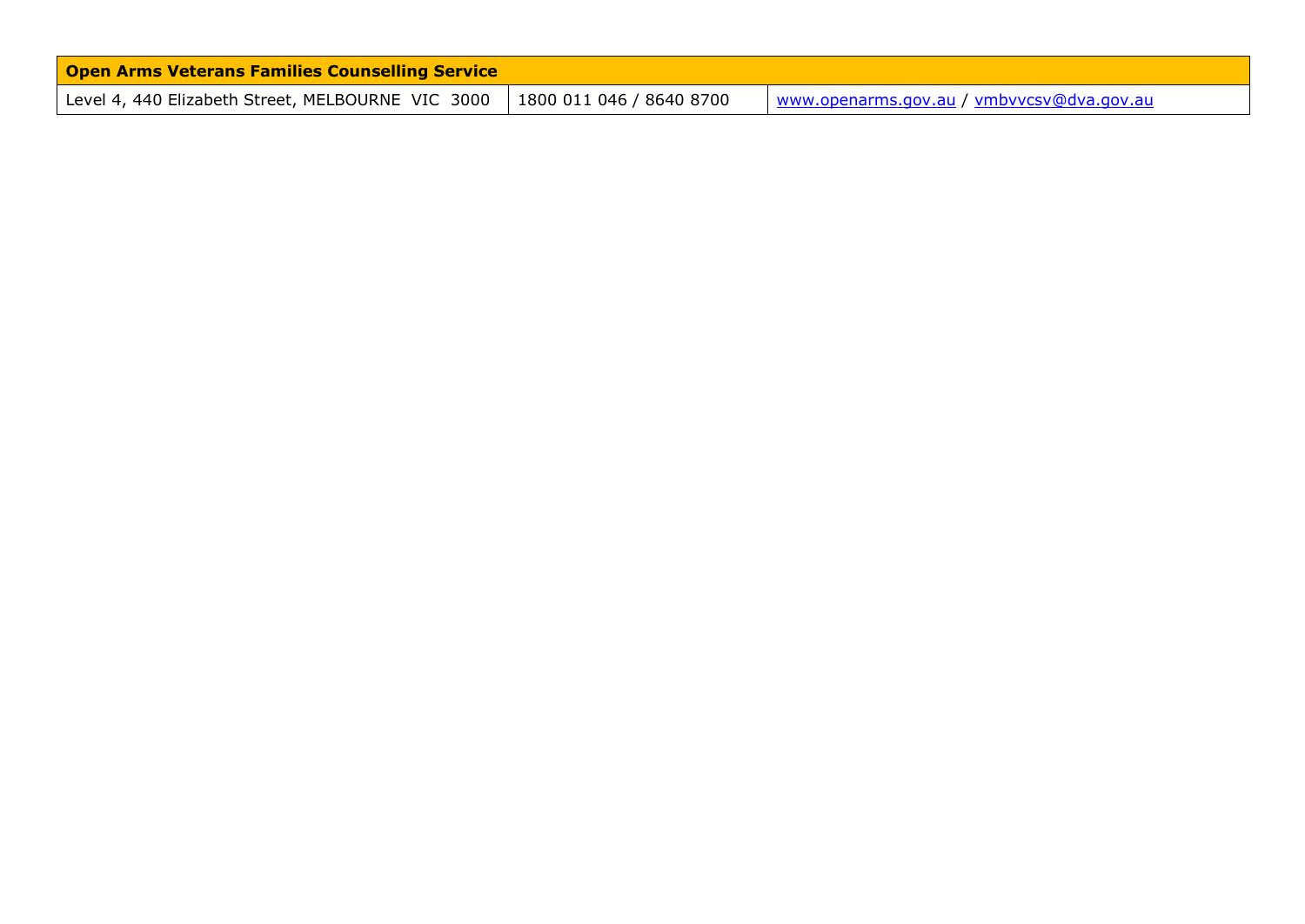| **Open Arms Veterans Families Counselling Service** | | |
| --- | --- | --- |
| Level 4, 440 Elizabeth Street, MELBOURNE VIC 3000 | 1800 011 046 / 8640 8700 | www.openarms.gov.au / vmbvvcsv@dva.gov.au |